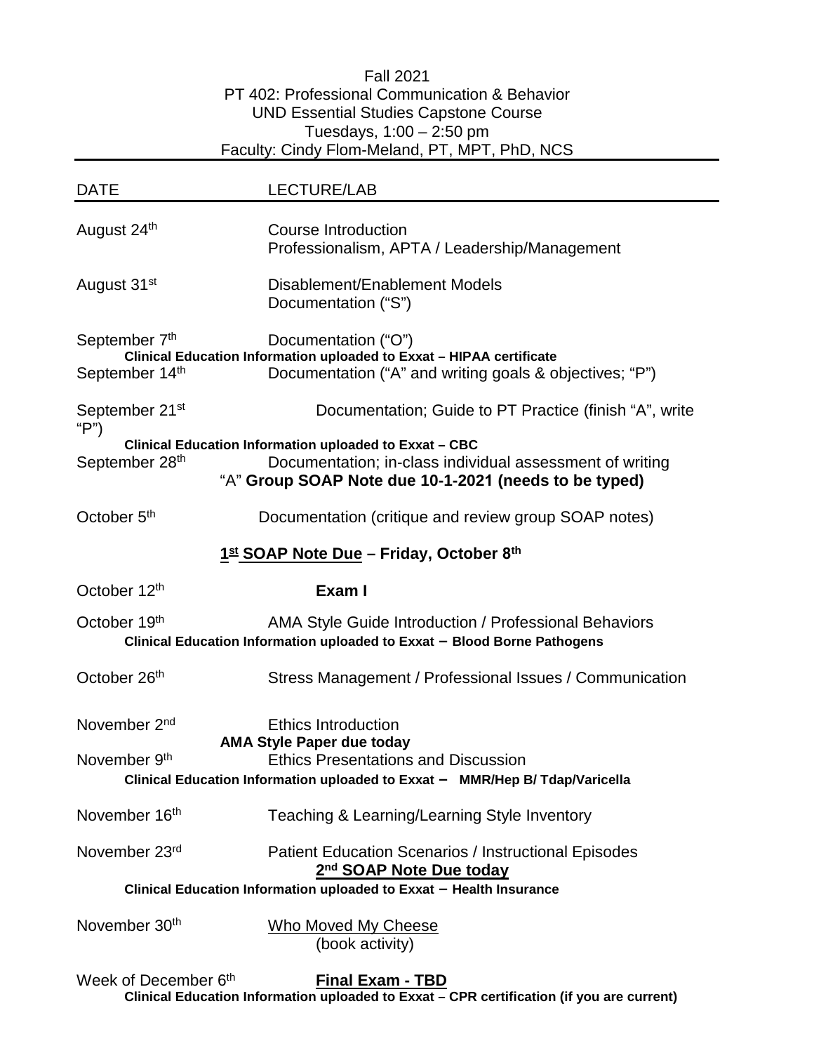Fall 2021
PT 402: Professional Communication & Behavior
UND Essential Studies Capstone Course
Tuesdays, 1:00 – 2:50 pm
Faculty: Cindy Flom-Meland, PT, MPT, PhD, NCS

| DATE | LECTURE/LAB |
|---|---|
| August 24th | Course Introduction<br>Professionalism, APTA / Leadership/Management |
| August 31st | Disablement/Enablement Models<br>Documentation ("S") |
| September 7th | Documentation ("O")<br>**Clinical Education Information uploaded to Exxat – HIPAA certificate** |
| September 14th | Documentation ("A" and writing goals & objectives; "P") |
| September 21st | Documentation; Guide to PT Practice (finish "A", write "P")<br>**Clinical Education Information uploaded to Exxat – CBC** |
| September 28th | Documentation; in-class individual assessment of writing "A" **Group SOAP Note due 10-1-2021 (needs to be typed)** |
| October 5th | Documentation (critique and review group SOAP notes) |
| | **1st SOAP Note Due – Friday, October 8th** |
| October 12th | **Exam I** |
| October 19th | AMA Style Guide Introduction / Professional Behaviors<br>**Clinical Education Information uploaded to Exxat – Blood Borne Pathogens** |
| October 26th | Stress Management / Professional Issues / Communication |
| November 2nd | Ethics Introduction<br>**AMA Style Paper due today** |
| November 9th | Ethics Presentations and Discussion<br>**Clinical Education Information uploaded to Exxat – MMR/Hep B/ Tdap/Varicella** |
| November 16th | Teaching & Learning/Learning Style Inventory |
| November 23rd | Patient Education Scenarios / Instructional Episodes<br>**2nd SOAP Note Due today**<br>**Clinical Education Information uploaded to Exxat – Health Insurance** |
| November 30th | Who Moved My Cheese (book activity) |
| Week of December 6th | **Final Exam - TBD**<br>**Clinical Education Information uploaded to Exxat – CPR certification (if you are current)** |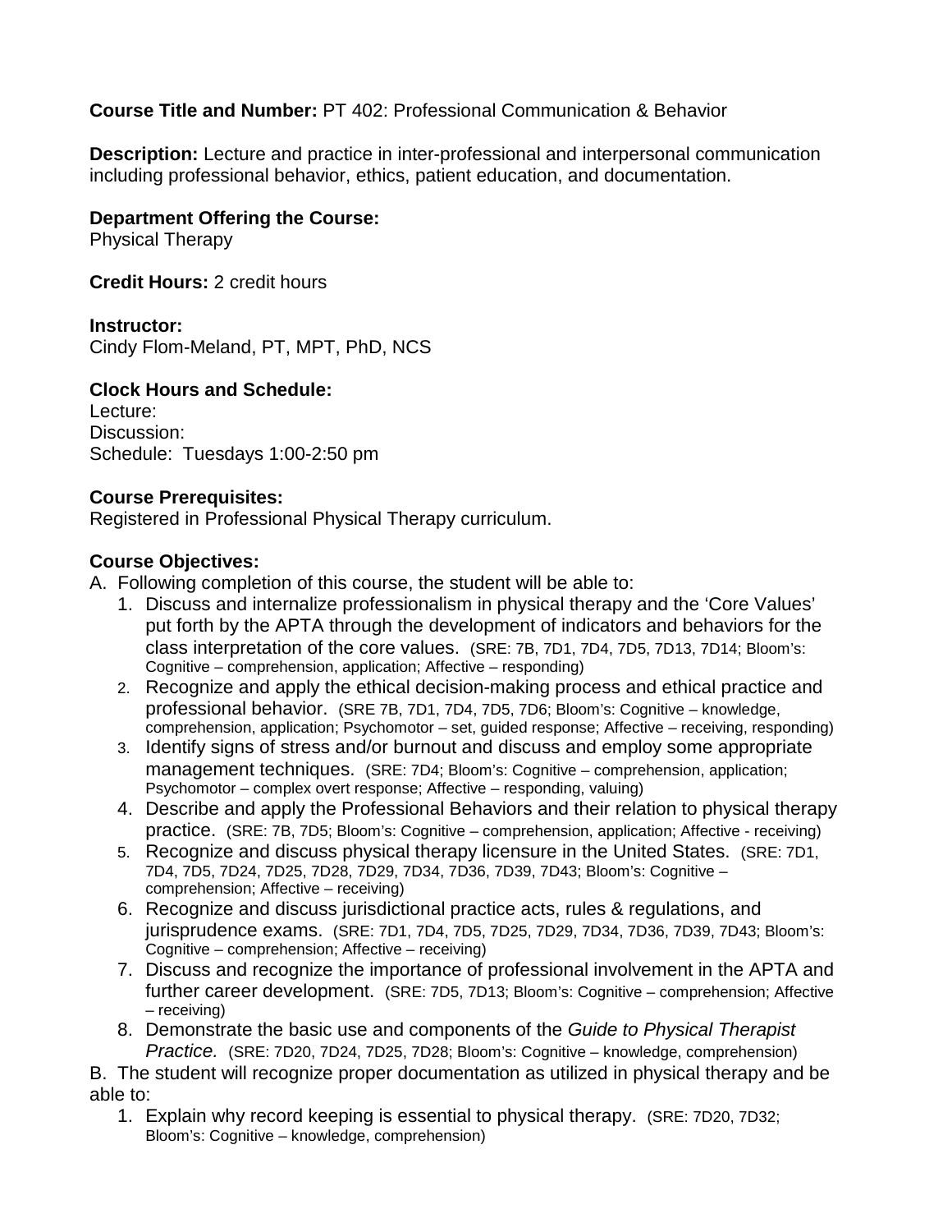**Course Title and Number:** PT 402: Professional Communication & Behavior

**Description:** Lecture and practice in inter-professional and interpersonal communication including professional behavior, ethics, patient education, and documentation.

**Department Offering the Course:**
Physical Therapy

**Credit Hours:** 2 credit hours

**Instructor:**
Cindy Flom-Meland, PT, MPT, PhD, NCS

**Clock Hours and Schedule:**
Lecture:
Discussion:
Schedule: Tuesdays 1:00-2:50 pm

**Course Prerequisites:**
Registered in Professional Physical Therapy curriculum.

**Course Objectives:**

A. Following completion of this course, the student will be able to:

1. Discuss and internalize professionalism in physical therapy and the 'Core Values' put forth by the APTA through the development of indicators and behaviors for the class interpretation of the core values. (SRE: 7B, 7D1, 7D4, 7D5, 7D13, 7D14; Bloom's: Cognitive – comprehension, application; Affective – responding)
2. Recognize and apply the ethical decision-making process and ethical practice and professional behavior. (SRE 7B, 7D1, 7D4, 7D5, 7D6; Bloom's: Cognitive – knowledge, comprehension, application; Psychomotor – set, guided response; Affective – receiving, responding)
3. Identify signs of stress and/or burnout and discuss and employ some appropriate management techniques. (SRE: 7D4; Bloom's: Cognitive – comprehension, application; Psychomotor – complex overt response; Affective – responding, valuing)
4. Describe and apply the Professional Behaviors and their relation to physical therapy practice. (SRE: 7B, 7D5; Bloom's: Cognitive – comprehension, application; Affective - receiving)
5. Recognize and discuss physical therapy licensure in the United States. (SRE: 7D1, 7D4, 7D5, 7D24, 7D25, 7D28, 7D29, 7D34, 7D36, 7D39, 7D43; Bloom's: Cognitive – comprehension; Affective – receiving)
6. Recognize and discuss jurisdictional practice acts, rules & regulations, and jurisprudence exams. (SRE: 7D1, 7D4, 7D5, 7D25, 7D29, 7D34, 7D36, 7D39, 7D43; Bloom's: Cognitive – comprehension; Affective – receiving)
7. Discuss and recognize the importance of professional involvement in the APTA and further career development. (SRE: 7D5, 7D13; Bloom's: Cognitive – comprehension; Affective – receiving)
8. Demonstrate the basic use and components of the *Guide to Physical Therapist Practice.* (SRE: 7D20, 7D24, 7D25, 7D28; Bloom's: Cognitive – knowledge, comprehension)

B. The student will recognize proper documentation as utilized in physical therapy and be able to:

1. Explain why record keeping is essential to physical therapy. (SRE: 7D20, 7D32; Bloom's: Cognitive – knowledge, comprehension)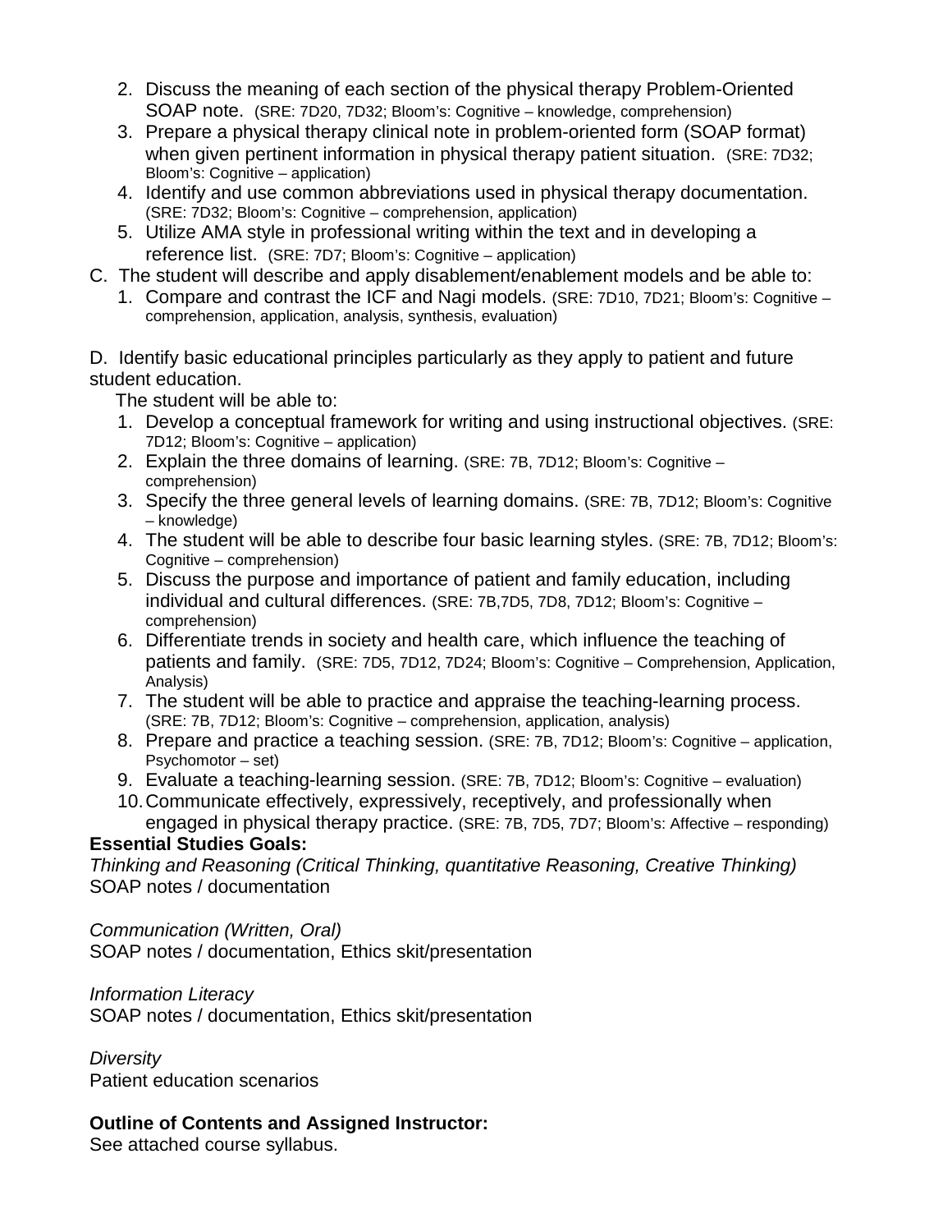2. Discuss the meaning of each section of the physical therapy Problem-Oriented SOAP note. (SRE: 7D20, 7D32; Bloom's: Cognitive – knowledge, comprehension)
3. Prepare a physical therapy clinical note in problem-oriented form (SOAP format) when given pertinent information in physical therapy patient situation. (SRE: 7D32; Bloom's: Cognitive – application)
4. Identify and use common abbreviations used in physical therapy documentation. (SRE: 7D32; Bloom's: Cognitive – comprehension, application)
5. Utilize AMA style in professional writing within the text and in developing a reference list. (SRE: 7D7; Bloom's: Cognitive – application)

C. The student will describe and apply disablement/enablement models and be able to:

1. Compare and contrast the ICF and Nagi models. (SRE: 7D10, 7D21; Bloom's: Cognitive – comprehension, application, analysis, synthesis, evaluation)

D. Identify basic educational principles particularly as they apply to patient and future student education.

The student will be able to:

1. Develop a conceptual framework for writing and using instructional objectives. (SRE: 7D12; Bloom's: Cognitive – application)
2. Explain the three domains of learning. (SRE: 7B, 7D12; Bloom's: Cognitive – comprehension)
3. Specify the three general levels of learning domains. (SRE: 7B, 7D12; Bloom's: Cognitive – knowledge)
4. The student will be able to describe four basic learning styles. (SRE: 7B, 7D12; Bloom's: Cognitive – comprehension)
5. Discuss the purpose and importance of patient and family education, including individual and cultural differences. (SRE: 7B,7D5, 7D8, 7D12; Bloom's: Cognitive – comprehension)
6. Differentiate trends in society and health care, which influence the teaching of patients and family. (SRE: 7D5, 7D12, 7D24; Bloom's: Cognitive – Comprehension, Application, Analysis)
7. The student will be able to practice and appraise the teaching-learning process. (SRE: 7B, 7D12; Bloom's: Cognitive – comprehension, application, analysis)
8. Prepare and practice a teaching session. (SRE: 7B, 7D12; Bloom's: Cognitive – application, Psychomotor – set)
9. Evaluate a teaching-learning session. (SRE: 7B, 7D12; Bloom's: Cognitive – evaluation)
10. Communicate effectively, expressively, receptively, and professionally when engaged in physical therapy practice. (SRE: 7B, 7D5, 7D7; Bloom's: Affective – responding)

**Essential Studies Goals:**

*Thinking and Reasoning (Critical Thinking, quantitative Reasoning, Creative Thinking)*
SOAP notes / documentation

*Communication (Written, Oral)*
SOAP notes / documentation, Ethics skit/presentation

*Information Literacy*
SOAP notes / documentation, Ethics skit/presentation

*Diversity*
Patient education scenarios

**Outline of Contents and Assigned Instructor:**
See attached course syllabus.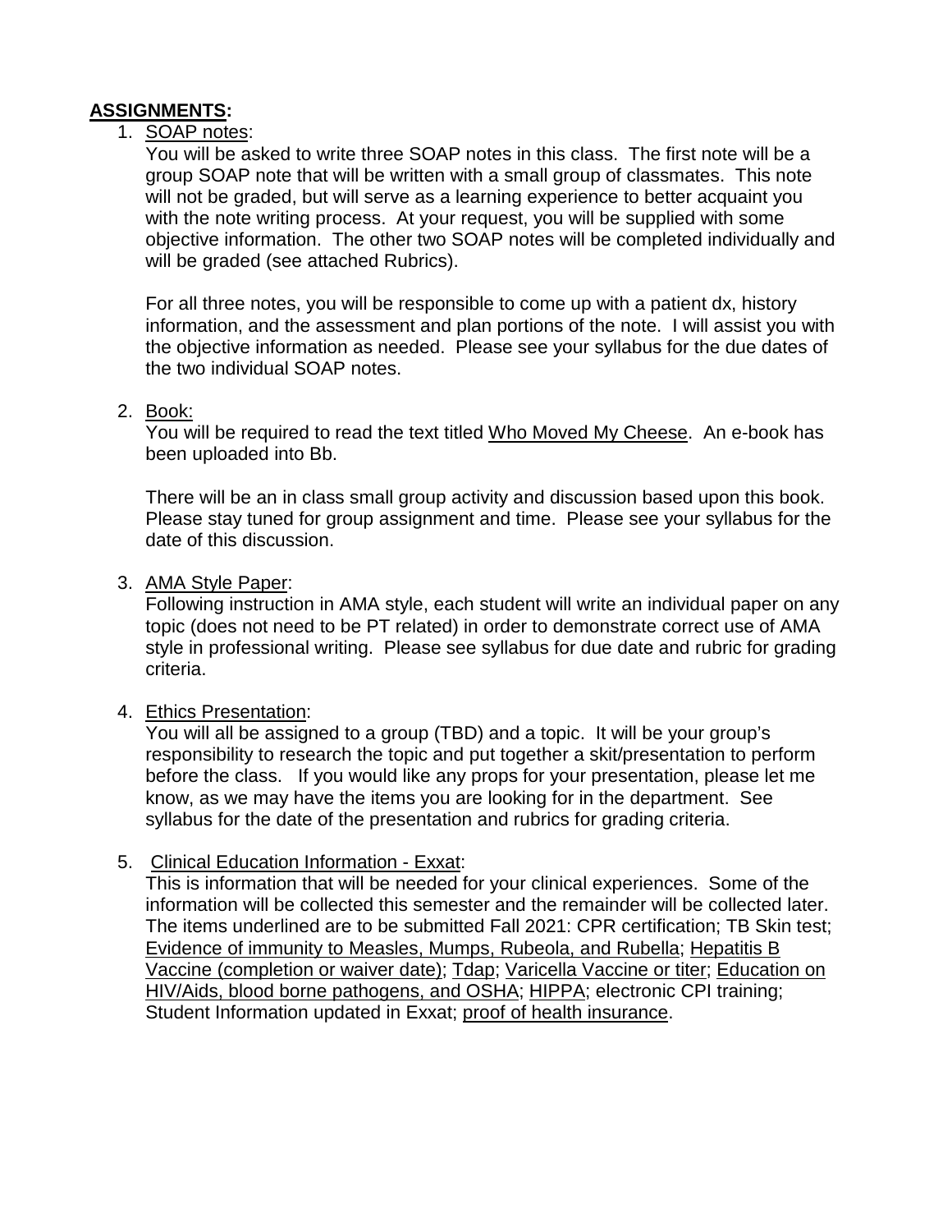## ASSIGNMENTS:

1. SOAP notes:

   You will be asked to write three SOAP notes in this class. The first note will be a group SOAP note that will be written with a small group of classmates. This note will not be graded, but will serve as a learning experience to better acquaint you with the note writing process. At your request, you will be supplied with some objective information. The other two SOAP notes will be completed individually and will be graded (see attached Rubrics).

   For all three notes, you will be responsible to come up with a patient dx, history information, and the assessment and plan portions of the note. I will assist you with the objective information as needed. Please see your syllabus for the due dates of the two individual SOAP notes.

2. Book:

   You will be required to read the text titled Who Moved My Cheese. An e-book has been uploaded into Bb.

   There will be an in class small group activity and discussion based upon this book. Please stay tuned for group assignment and time. Please see your syllabus for the date of this discussion.

3. AMA Style Paper:

   Following instruction in AMA style, each student will write an individual paper on any topic (does not need to be PT related) in order to demonstrate correct use of AMA style in professional writing. Please see syllabus for due date and rubric for grading criteria.

4. Ethics Presentation:

   You will all be assigned to a group (TBD) and a topic. It will be your group's responsibility to research the topic and put together a skit/presentation to perform before the class. If you would like any props for your presentation, please let me know, as we may have the items you are looking for in the department. See syllabus for the date of the presentation and rubrics for grading criteria.

5. Clinical Education Information - Exxat:

   This is information that will be needed for your clinical experiences. Some of the information will be collected this semester and the remainder will be collected later. The items underlined are to be submitted Fall 2021: CPR certification; TB Skin test; Evidence of immunity to Measles, Mumps, Rubeola, and Rubella; Hepatitis B Vaccine (completion or waiver date); Tdap; Varicella Vaccine or titer; Education on HIV/Aids, blood borne pathogens, and OSHA; HIPPA; electronic CPI training; Student Information updated in Exxat; proof of health insurance.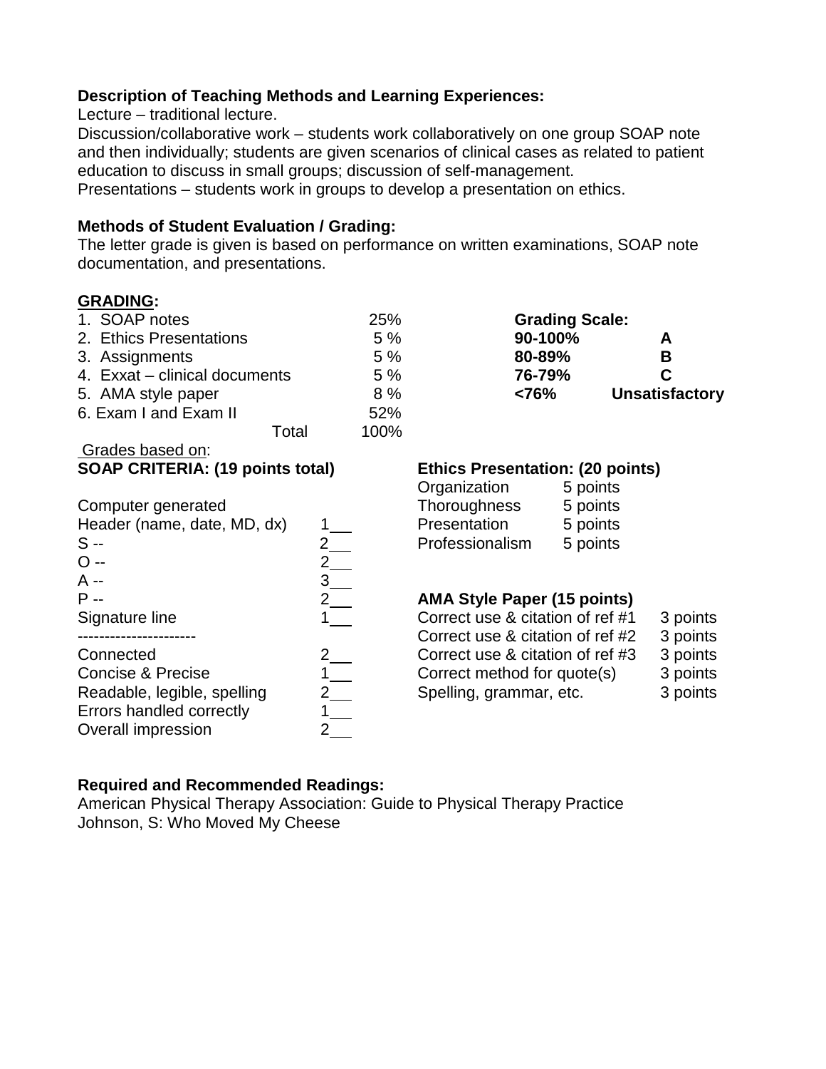**Description of Teaching Methods and Learning Experiences:**

Lecture – traditional lecture.

Discussion/collaborative work – students work collaboratively on one group SOAP note and then individually; students are given scenarios of clinical cases as related to patient education to discuss in small groups; discussion of self-management.

Presentations – students work in groups to develop a presentation on ethics.

**Methods of Student Evaluation / Grading:**

The letter grade is given is based on performance on written examinations, SOAP note documentation, and presentations.

**GRADING:**

| | |
|---|---|
| 1. SOAP notes | 25% |
| 2. Ethics Presentations | 5 % |
| 3. Assignments | 5 % |
| 4. Exxat – clinical documents | 5 % |
| 5. AMA style paper | 8 % |
| 6. Exam I and Exam II | 52% |
| Total | 100% |

**Grading Scale:**

| | |
|---|---|
| **90-100%** | **A** |
| **80-89%** | **B** |
| **76-79%** | **C** |
| **<76%** | **Unsatisfactory** |

Grades based on:

**SOAP CRITERIA: (19 points total)**

Computer generated

| | |
|---|---|
| Header (name, date, MD, dx) | 1___ |
| S -- | 2___ |
| O -- | 2___ |
| A -- | 3___ |
| P -- | 2___ |
| Signature line | 1___ |
| ---------------------- | |
| Connected | 2___ |
| Concise & Precise | 1___ |
| Readable, legible, spelling | 2___ |
| Errors handled correctly | 1___ |
| Overall impression | 2___ |

**Ethics Presentation: (20 points)**

| | |
|---|---|
| Organization | 5 points |
| Thoroughness | 5 points |
| Presentation | 5 points |
| Professionalism | 5 points |

**AMA Style Paper (15 points)**

| | |
|---|---|
| Correct use & citation of ref #1 | 3 points |
| Correct use & citation of ref #2 | 3 points |
| Correct use & citation of ref #3 | 3 points |
| Correct method for quote(s) | 3 points |
| Spelling, grammar, etc. | 3 points |

**Required and Recommended Readings:**

American Physical Therapy Association: Guide to Physical Therapy Practice

Johnson, S: Who Moved My Cheese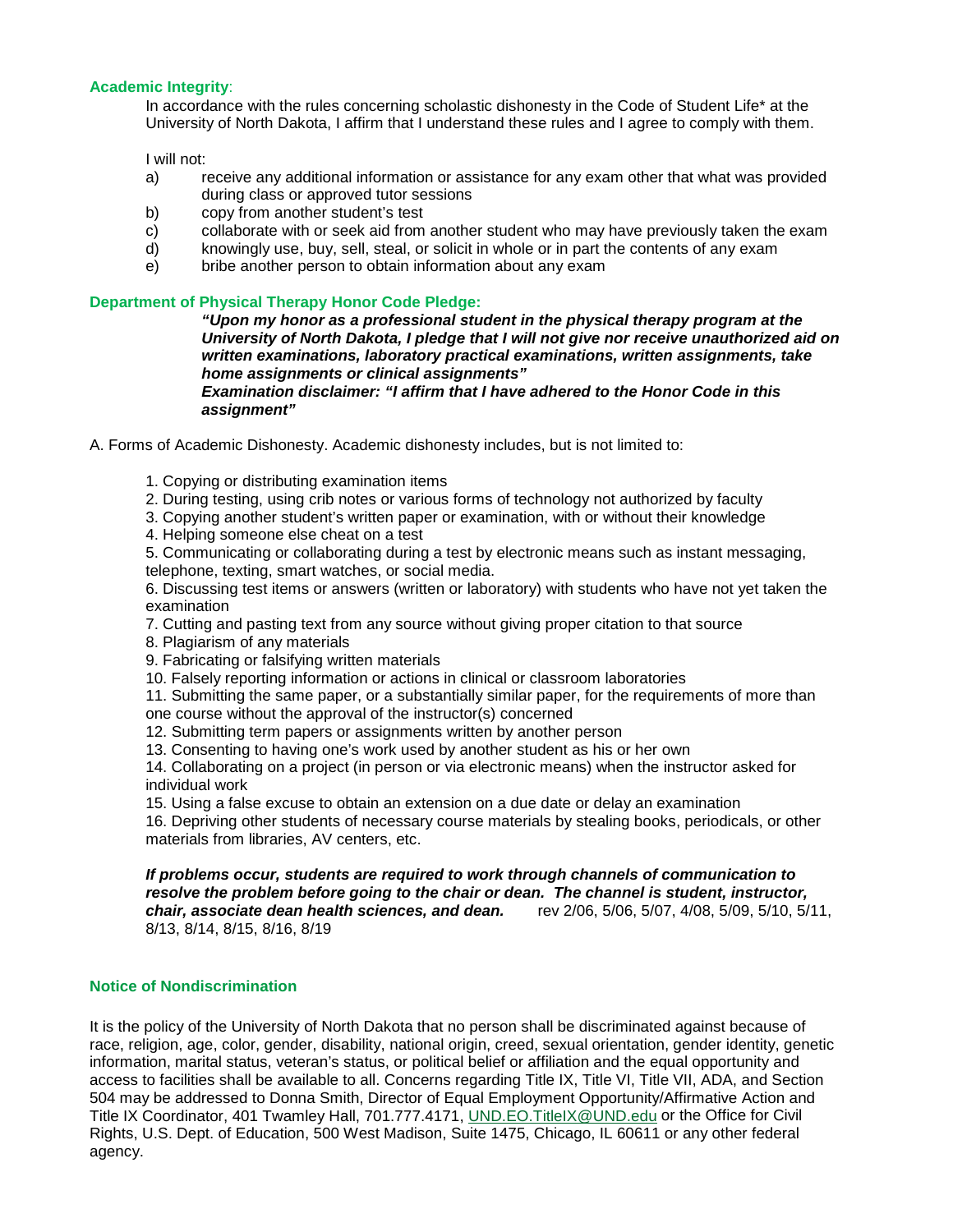**Academic Integrity**:

In accordance with the rules concerning scholastic dishonesty in the Code of Student Life* at the University of North Dakota, I affirm that I understand these rules and I agree to comply with them.

I will not:

a) receive any additional information or assistance for any exam other that what was provided during class or approved tutor sessions
b) copy from another student's test
c) collaborate with or seek aid from another student who may have previously taken the exam
d) knowingly use, buy, sell, steal, or solicit in whole or in part the contents of any exam
e) bribe another person to obtain information about any exam

**Department of Physical Therapy Honor Code Pledge:**

***"Upon my honor as a professional student in the physical therapy program at the University of North Dakota, I pledge that I will not give nor receive unauthorized aid on written examinations, laboratory practical examinations, written assignments, take home assignments or clinical assignments"***
***Examination disclaimer: "I affirm that I have adhered to the Honor Code in this assignment"***

A. Forms of Academic Dishonesty. Academic dishonesty includes, but is not limited to:

1. Copying or distributing examination items
2. During testing, using crib notes or various forms of technology not authorized by faculty
3. Copying another student's written paper or examination, with or without their knowledge
4. Helping someone else cheat on a test
5. Communicating or collaborating during a test by electronic means such as instant messaging, telephone, texting, smart watches, or social media.
6. Discussing test items or answers (written or laboratory) with students who have not yet taken the examination
7. Cutting and pasting text from any source without giving proper citation to that source
8. Plagiarism of any materials
9. Fabricating or falsifying written materials
10. Falsely reporting information or actions in clinical or classroom laboratories
11. Submitting the same paper, or a substantially similar paper, for the requirements of more than one course without the approval of the instructor(s) concerned
12. Submitting term papers or assignments written by another person
13. Consenting to having one's work used by another student as his or her own
14. Collaborating on a project (in person or via electronic means) when the instructor asked for individual work
15. Using a false excuse to obtain an extension on a due date or delay an examination
16. Depriving other students of necessary course materials by stealing books, periodicals, or other materials from libraries, AV centers, etc.

***If problems occur, students are required to work through channels of communication to resolve the problem before going to the chair or dean. The channel is student, instructor, chair, associate dean health sciences, and dean.*** rev 2/06, 5/06, 5/07, 4/08, 5/09, 5/10, 5/11, 8/13, 8/14, 8/15, 8/16, 8/19

**Notice of Nondiscrimination**

It is the policy of the University of North Dakota that no person shall be discriminated against because of race, religion, age, color, gender, disability, national origin, creed, sexual orientation, gender identity, genetic information, marital status, veteran's status, or political belief or affiliation and the equal opportunity and access to facilities shall be available to all. Concerns regarding Title IX, Title VI, Title VII, ADA, and Section 504 may be addressed to Donna Smith, Director of Equal Employment Opportunity/Affirmative Action and Title IX Coordinator, 401 Twamley Hall, 701.777.4171, UND.EO.TitleIX@UND.edu or the Office for Civil Rights, U.S. Dept. of Education, 500 West Madison, Suite 1475, Chicago, IL 60611 or any other federal agency.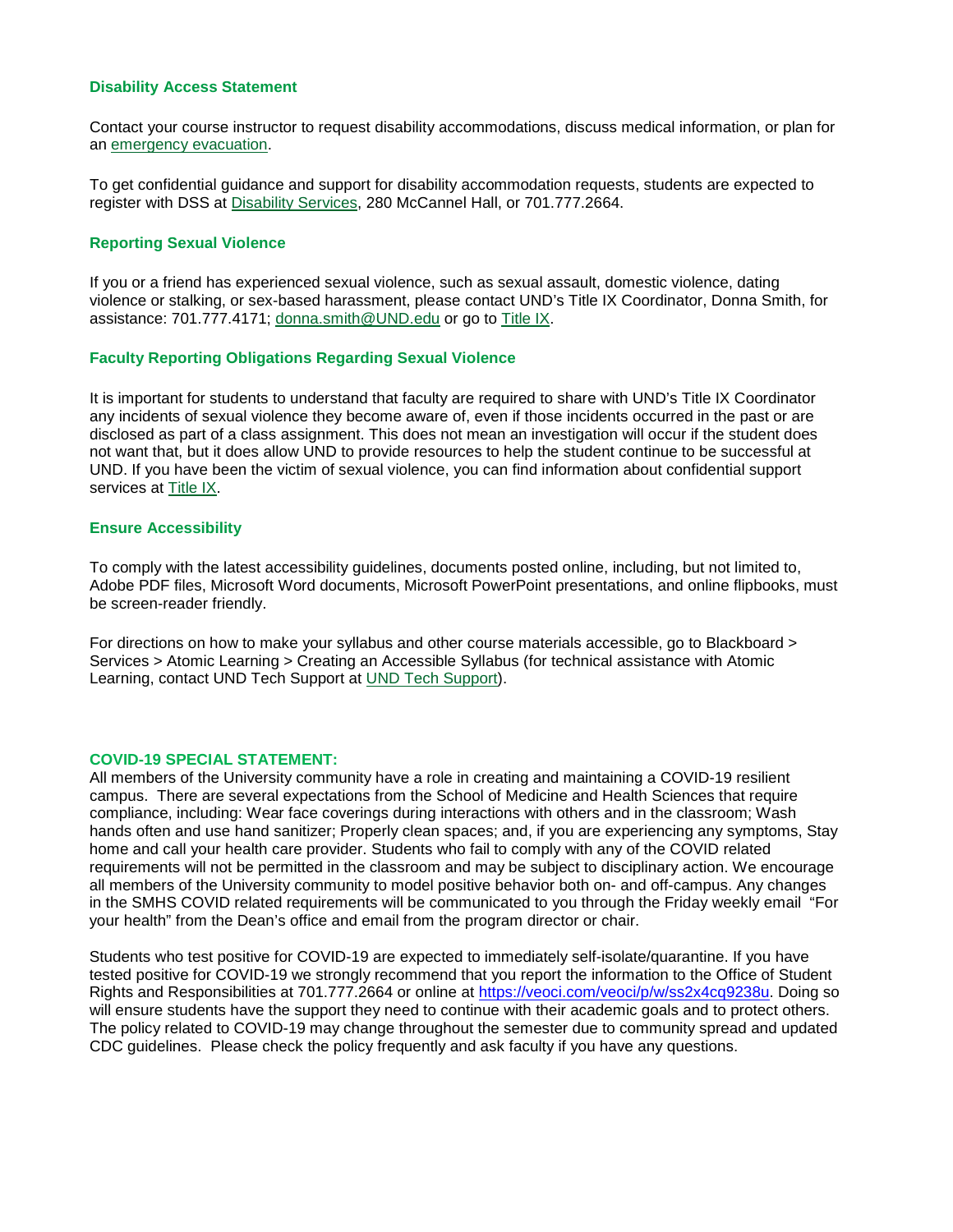### Disability Access Statement

Contact your course instructor to request disability accommodations, discuss medical information, or plan for an emergency evacuation.

To get confidential guidance and support for disability accommodation requests, students are expected to register with DSS at Disability Services, 280 McCannel Hall, or 701.777.2664.

### Reporting Sexual Violence

If you or a friend has experienced sexual violence, such as sexual assault, domestic violence, dating violence or stalking, or sex-based harassment, please contact UND's Title IX Coordinator, Donna Smith, for assistance: 701.777.4171; donna.smith@UND.edu or go to Title IX.

### Faculty Reporting Obligations Regarding Sexual Violence

It is important for students to understand that faculty are required to share with UND's Title IX Coordinator any incidents of sexual violence they become aware of, even if those incidents occurred in the past or are disclosed as part of a class assignment. This does not mean an investigation will occur if the student does not want that, but it does allow UND to provide resources to help the student continue to be successful at UND. If you have been the victim of sexual violence, you can find information about confidential support services at Title IX.

### Ensure Accessibility

To comply with the latest accessibility guidelines, documents posted online, including, but not limited to, Adobe PDF files, Microsoft Word documents, Microsoft PowerPoint presentations, and online flipbooks, must be screen-reader friendly.

For directions on how to make your syllabus and other course materials accessible, go to Blackboard > Services > Atomic Learning > Creating an Accessible Syllabus (for technical assistance with Atomic Learning, contact UND Tech Support at UND Tech Support).

### COVID-19 SPECIAL STATEMENT:

All members of the University community have a role in creating and maintaining a COVID-19 resilient campus. There are several expectations from the School of Medicine and Health Sciences that require compliance, including: Wear face coverings during interactions with others and in the classroom; Wash hands often and use hand sanitizer; Properly clean spaces; and, if you are experiencing any symptoms, Stay home and call your health care provider. Students who fail to comply with any of the COVID related requirements will not be permitted in the classroom and may be subject to disciplinary action. We encourage all members of the University community to model positive behavior both on- and off-campus. Any changes in the SMHS COVID related requirements will be communicated to you through the Friday weekly email "For your health" from the Dean's office and email from the program director or chair.

Students who test positive for COVID-19 are expected to immediately self-isolate/quarantine. If you have tested positive for COVID-19 we strongly recommend that you report the information to the Office of Student Rights and Responsibilities at 701.777.2664 or online at https://veoci.com/veoci/p/w/ss2x4cq9238u. Doing so will ensure students have the support they need to continue with their academic goals and to protect others. The policy related to COVID-19 may change throughout the semester due to community spread and updated CDC guidelines. Please check the policy frequently and ask faculty if you have any questions.